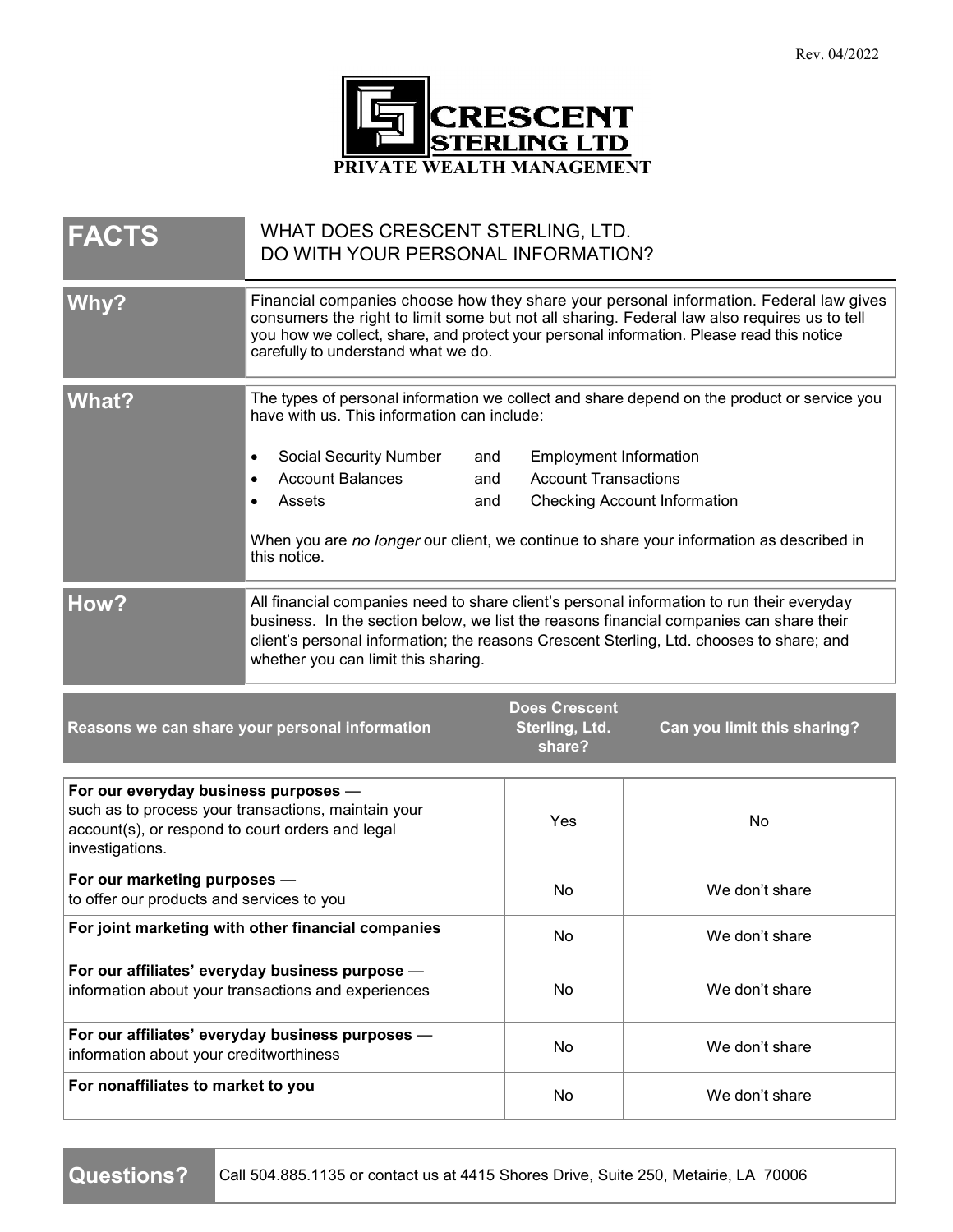Rev. 04/2022

**CRESCENT STERLING LTD**

**PRIVATE WEALTH MANAGEMENT**

| **FACTS** | WHAT DOES CRESCENT STERLING, LTD. DO WITH YOUR PERSONAL INFORMATION? |
|---|---|
| **Why?** | Financial companies choose how they share your personal information. Federal law gives consumers the right to limit some but not all sharing. Federal law also requires us to tell you how we collect, share, and protect your personal information. Please read this notice carefully to understand what we do. |
| **What?** | The types of personal information we collect and share depend on the product or service you have with us. This information can include:<br>• Social Security Number and Employment Information<br>• Account Balances and Account Transactions<br>• Assets and Checking Account Information<br><br>When you are *no longer* our client, we continue to share your information as described in this notice. |
| **How?** | All financial companies need to share client's personal information to run their everyday business. In the section below, we list the reasons financial companies can share their client's personal information; the reasons Crescent Sterling, Ltd. chooses to share; and whether you can limit this sharing. |

| Reasons we can share your personal information | Does Crescent Sterling, Ltd. share? | Can you limit this sharing? |
|---|---|---|
| **For our everyday business purposes** — such as to process your transactions, maintain your account(s), or respond to court orders and legal investigations. | Yes | No |
| **For our marketing purposes** — to offer our products and services to you | No | We don't share |
| **For joint marketing with other financial companies** | No | We don't share |
| **For our affiliates' everyday business purpose** — information about your transactions and experiences | No | We don't share |
| **For our affiliates' everyday business purposes** — information about your creditworthiness | No | We don't share |
| **For nonaffiliates to market to you** | No | We don't share |

| **Questions?** | Call 504.885.1135 or contact us at 4415 Shores Drive, Suite 250, Metairie, LA 70006 |
|---|---|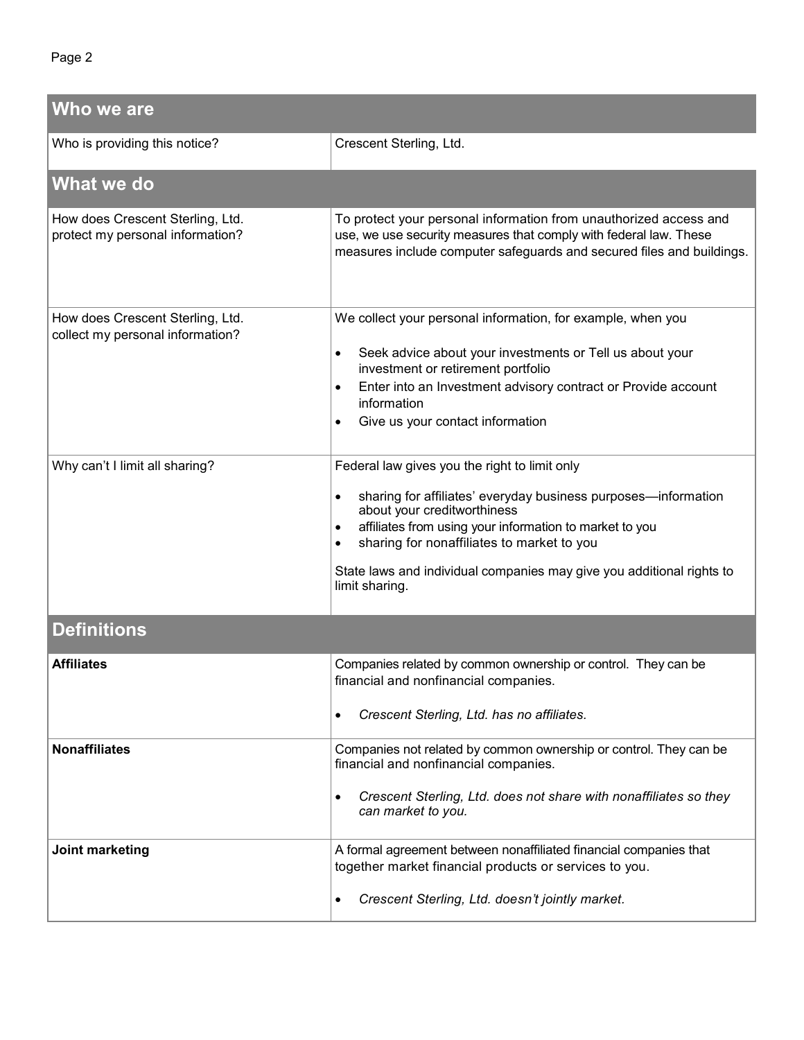| Who we are | |
|---|---|
| Who is providing this notice? | Crescent Sterling, Ltd. |
| **What we do** | |
| How does Crescent Sterling, Ltd. protect my personal information? | To protect your personal information from unauthorized access and use, we use security measures that comply with federal law. These measures include computer safeguards and secured files and buildings. |
| How does Crescent Sterling, Ltd. collect my personal information? | We collect your personal information, for example, when you<br>• Seek advice about your investments or Tell us about your investment or retirement portfolio<br>• Enter into an Investment advisory contract or Provide account information<br>• Give us your contact information |
| Why can't I limit all sharing? | Federal law gives you the right to limit only<br>• sharing for affiliates' everyday business purposes—information about your creditworthiness<br>• affiliates from using your information to market to you<br>• sharing for nonaffiliates to market to you<br>State laws and individual companies may give you additional rights to limit sharing. |
| **Definitions** | |
| **Affiliates** | Companies related by common ownership or control. They can be financial and nonfinancial companies.<br>• *Crescent Sterling, Ltd. has no affiliates.* |
| **Nonaffiliates** | Companies not related by common ownership or control. They can be financial and nonfinancial companies.<br>• *Crescent Sterling, Ltd. does not share with nonaffiliates so they can market to you.* |
| **Joint marketing** | A formal agreement between nonaffiliated financial companies that together market financial products or services to you.<br>• *Crescent Sterling, Ltd. doesn't jointly market.* |